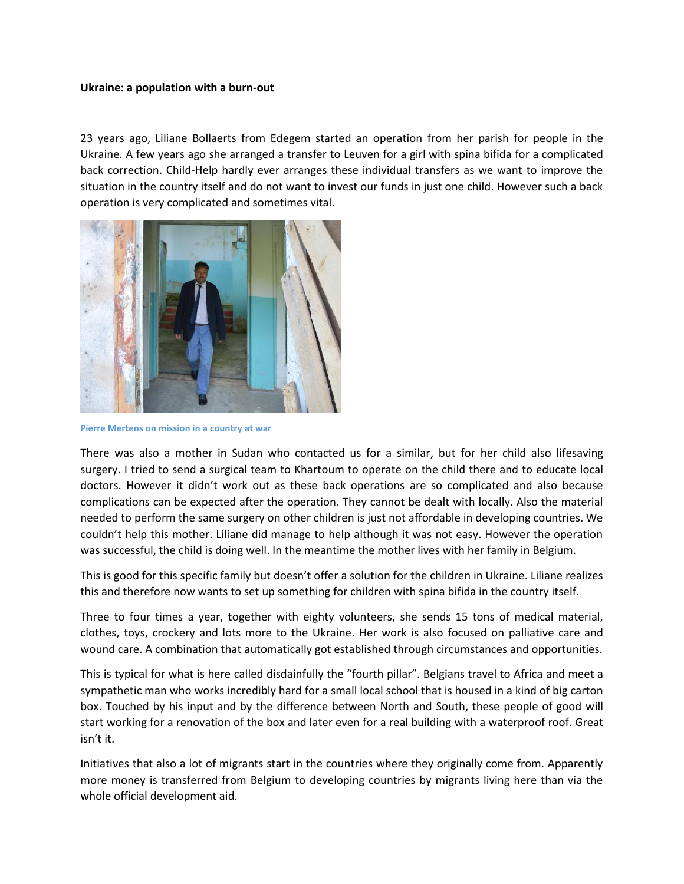**Ukraine: a population with a burn-out**

23 years ago, Liliane Bollaerts from Edegem started an operation from her parish for people in the Ukraine. A few years ago she arranged a transfer to Leuven for a girl with spina bifida for a complicated back correction. Child-Help hardly ever arranges these individual transfers as we want to improve the situation in the country itself and do not want to invest our funds in just one child. However such a back operation is very complicated and sometimes vital.

Pierre Mertens on mission in a country at war

There was also a mother in Sudan who contacted us for a similar, but for her child also lifesaving surgery. I tried to send a surgical team to Khartoum to operate on the child there and to educate local doctors. However it didn't work out as these back operations are so complicated and also because complications can be expected after the operation. They cannot be dealt with locally. Also the material needed to perform the same surgery on other children is just not affordable in developing countries. We couldn't help this mother. Liliane did manage to help although it was not easy. However the operation was successful, the child is doing well. In the meantime the mother lives with her family in Belgium.

This is good for this specific family but doesn't offer a solution for the children in Ukraine. Liliane realizes this and therefore now wants to set up something for children with spina bifida in the country itself.

Three to four times a year, together with eighty volunteers, she sends 15 tons of medical material, clothes, toys, crockery and lots more to the Ukraine. Her work is also focused on palliative care and wound care. A combination that automatically got established through circumstances and opportunities.

This is typical for what is here called disdainfully the "fourth pillar". Belgians travel to Africa and meet a sympathetic man who works incredibly hard for a small local school that is housed in a kind of big carton box. Touched by his input and by the difference between North and South, these people of good will start working for a renovation of the box and later even for a real building with a waterproof roof. Great isn't it.

Initiatives that also a lot of migrants start in the countries where they originally come from. Apparently more money is transferred from Belgium to developing countries by migrants living here than via the whole official development aid.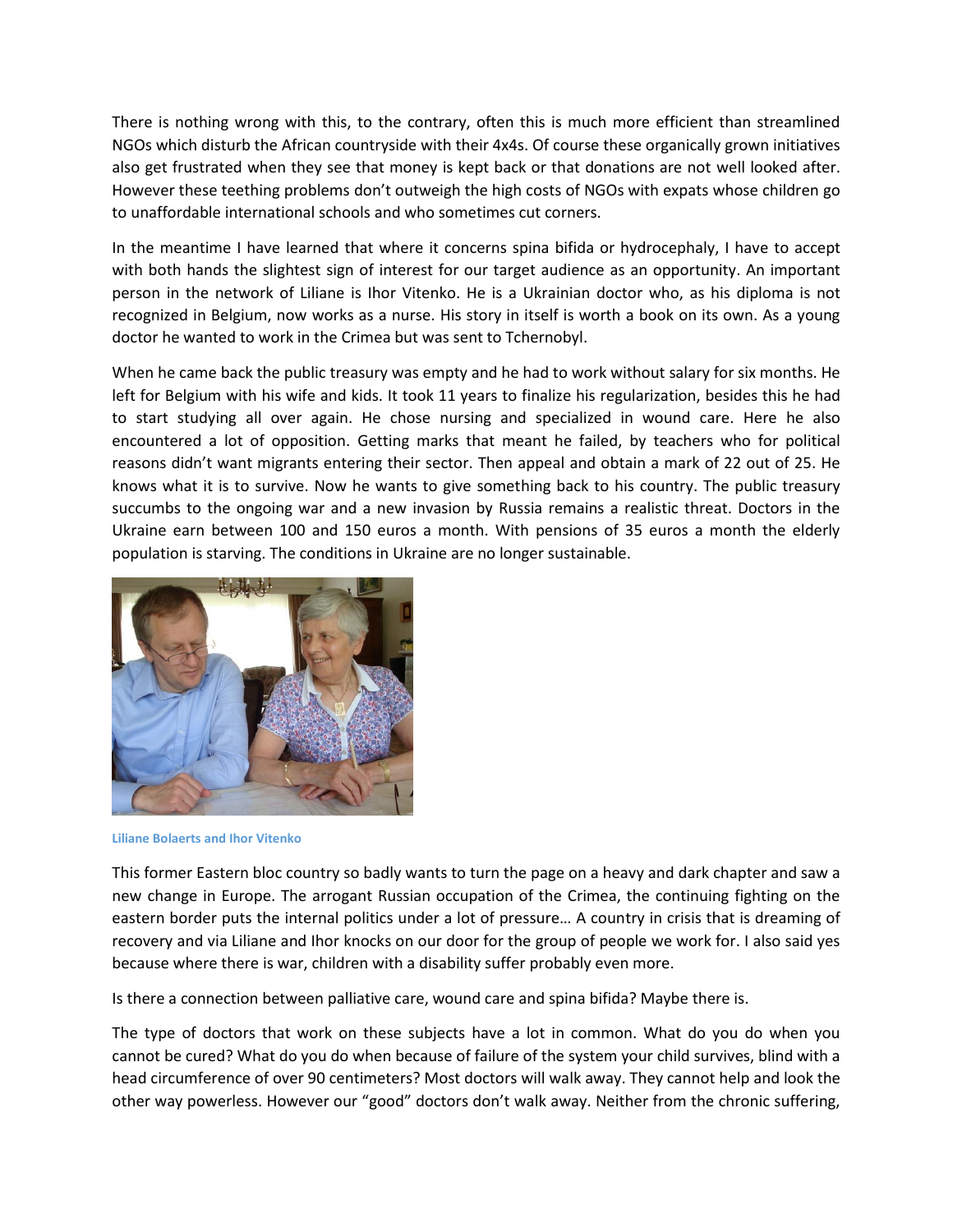There is nothing wrong with this, to the contrary, often this is much more efficient than streamlined NGOs which disturb the African countryside with their 4x4s. Of course these organically grown initiatives also get frustrated when they see that money is kept back or that donations are not well looked after. However these teething problems don't outweigh the high costs of NGOs with expats whose children go to unaffordable international schools and who sometimes cut corners.

In the meantime I have learned that where it concerns spina bifida or hydrocephaly, I have to accept with both hands the slightest sign of interest for our target audience as an opportunity. An important person in the network of Liliane is Ihor Vitenko. He is a Ukrainian doctor who, as his diploma is not recognized in Belgium, now works as a nurse. His story in itself is worth a book on its own. As a young doctor he wanted to work in the Crimea but was sent to Tchernobyl.

When he came back the public treasury was empty and he had to work without salary for six months. He left for Belgium with his wife and kids. It took 11 years to finalize his regularization, besides this he had to start studying all over again. He chose nursing and specialized in wound care. Here he also encountered a lot of opposition. Getting marks that meant he failed, by teachers who for political reasons didn't want migrants entering their sector. Then appeal and obtain a mark of 22 out of 25. He knows what it is to survive. Now he wants to give something back to his country. The public treasury succumbs to the ongoing war and a new invasion by Russia remains a realistic threat. Doctors in the Ukraine earn between 100 and 150 euros a month. With pensions of 35 euros a month the elderly population is starving. The conditions in Ukraine are no longer sustainable.

**Liliane Bolaerts and Ihor Vitenko**

This former Eastern bloc country so badly wants to turn the page on a heavy and dark chapter and saw a new change in Europe. The arrogant Russian occupation of the Crimea, the continuing fighting on the eastern border puts the internal politics under a lot of pressure… A country in crisis that is dreaming of recovery and via Liliane and Ihor knocks on our door for the group of people we work for. I also said yes because where there is war, children with a disability suffer probably even more.

Is there a connection between palliative care, wound care and spina bifida? Maybe there is.

The type of doctors that work on these subjects have a lot in common. What do you do when you cannot be cured? What do you do when because of failure of the system your child survives, blind with a head circumference of over 90 centimeters? Most doctors will walk away. They cannot help and look the other way powerless. However our "good" doctors don't walk away. Neither from the chronic suffering,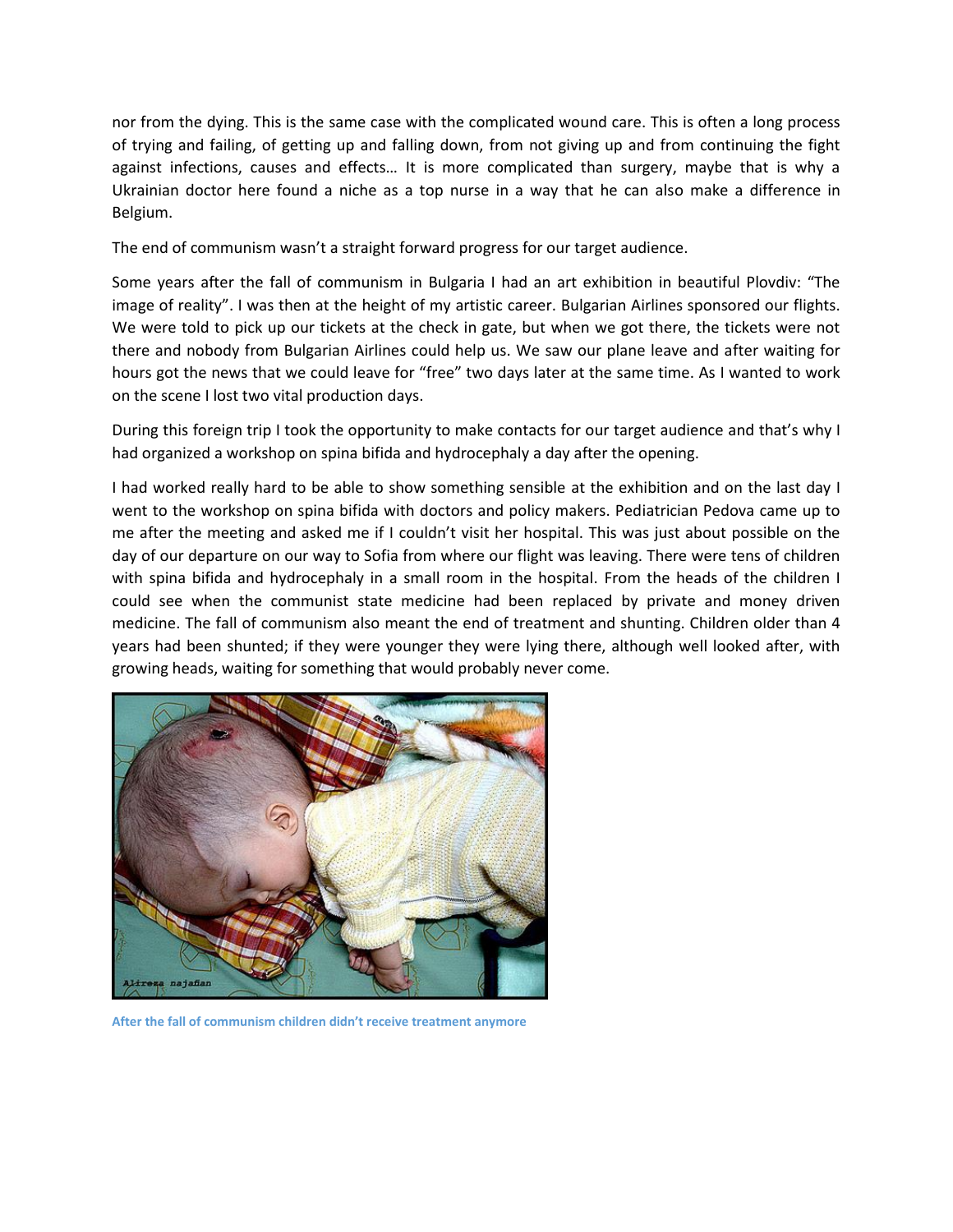nor from the dying. This is the same case with the complicated wound care. This is often a long process of trying and failing, of getting up and falling down, from not giving up and from continuing the fight against infections, causes and effects… It is more complicated than surgery, maybe that is why a Ukrainian doctor here found a niche as a top nurse in a way that he can also make a difference in Belgium.

The end of communism wasn't a straight forward progress for our target audience.

Some years after the fall of communism in Bulgaria I had an art exhibition in beautiful Plovdiv: "The image of reality". I was then at the height of my artistic career. Bulgarian Airlines sponsored our flights. We were told to pick up our tickets at the check in gate, but when we got there, the tickets were not there and nobody from Bulgarian Airlines could help us. We saw our plane leave and after waiting for hours got the news that we could leave for "free" two days later at the same time. As I wanted to work on the scene I lost two vital production days.

During this foreign trip I took the opportunity to make contacts for our target audience and that's why I had organized a workshop on spina bifida and hydrocephaly a day after the opening.

I had worked really hard to be able to show something sensible at the exhibition and on the last day I went to the workshop on spina bifida with doctors and policy makers. Pediatrician Pedova came up to me after the meeting and asked me if I couldn't visit her hospital. This was just about possible on the day of our departure on our way to Sofia from where our flight was leaving. There were tens of children with spina bifida and hydrocephaly in a small room in the hospital. From the heads of the children I could see when the communist state medicine had been replaced by private and money driven medicine. The fall of communism also meant the end of treatment and shunting. Children older than 4 years had been shunted; if they were younger they were lying there, although well looked after, with growing heads, waiting for something that would probably never come.

After the fall of communism children didn't receive treatment anymore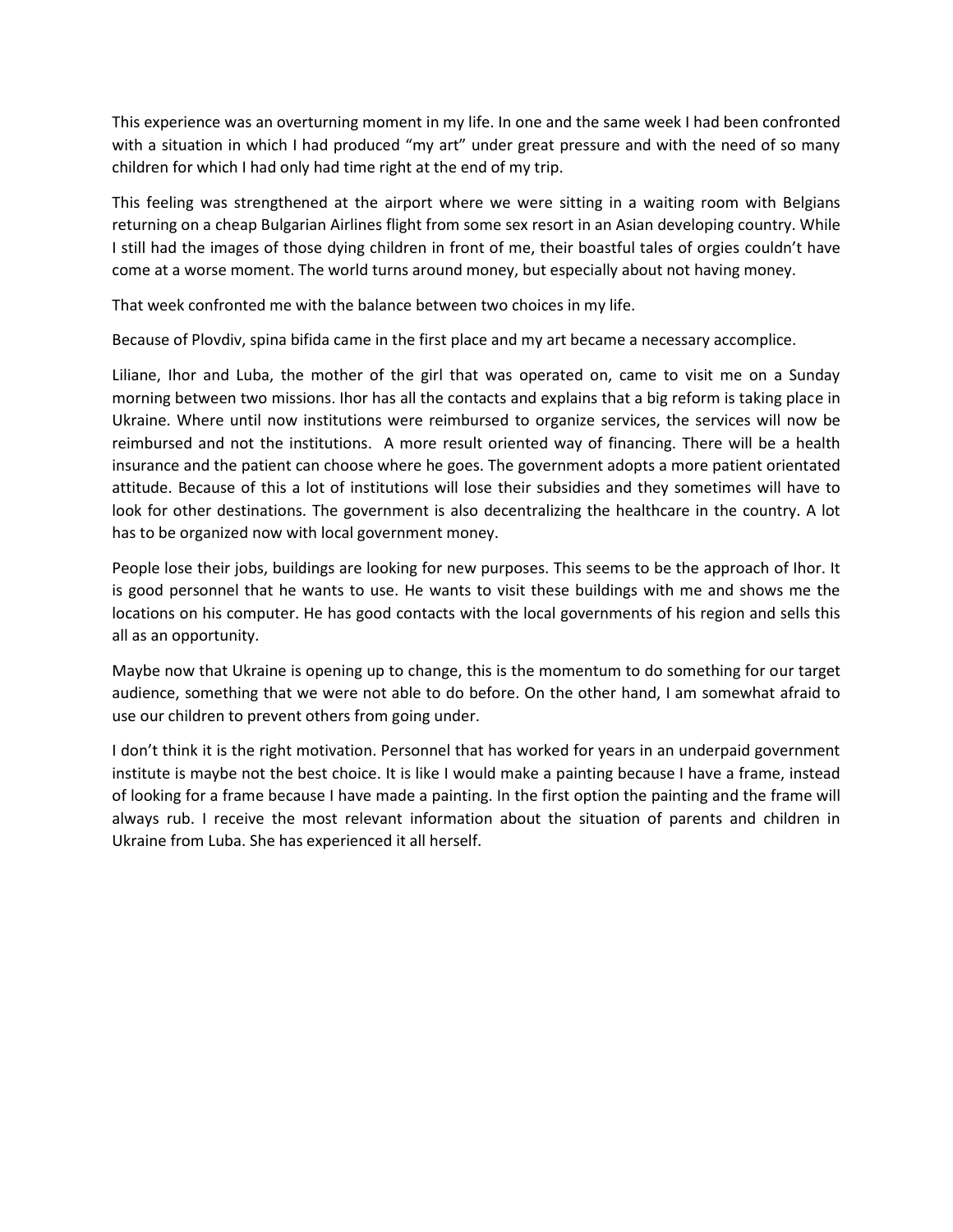This experience was an overturning moment in my life. In one and the same week I had been confronted with a situation in which I had produced "my art" under great pressure and with the need of so many children for which I had only had time right at the end of my trip.

This feeling was strengthened at the airport where we were sitting in a waiting room with Belgians returning on a cheap Bulgarian Airlines flight from some sex resort in an Asian developing country. While I still had the images of those dying children in front of me, their boastful tales of orgies couldn't have come at a worse moment. The world turns around money, but especially about not having money.

That week confronted me with the balance between two choices in my life.

Because of Plovdiv, spina bifida came in the first place and my art became a necessary accomplice.

Liliane, Ihor and Luba, the mother of the girl that was operated on, came to visit me on a Sunday morning between two missions. Ihor has all the contacts and explains that a big reform is taking place in Ukraine. Where until now institutions were reimbursed to organize services, the services will now be reimbursed and not the institutions.  A more result oriented way of financing. There will be a health insurance and the patient can choose where he goes. The government adopts a more patient orientated attitude. Because of this a lot of institutions will lose their subsidies and they sometimes will have to look for other destinations. The government is also decentralizing the healthcare in the country. A lot has to be organized now with local government money.

People lose their jobs, buildings are looking for new purposes. This seems to be the approach of Ihor. It is good personnel that he wants to use. He wants to visit these buildings with me and shows me the locations on his computer. He has good contacts with the local governments of his region and sells this all as an opportunity.

Maybe now that Ukraine is opening up to change, this is the momentum to do something for our target audience, something that we were not able to do before. On the other hand, I am somewhat afraid to use our children to prevent others from going under.

I don't think it is the right motivation. Personnel that has worked for years in an underpaid government institute is maybe not the best choice. It is like I would make a painting because I have a frame, instead of looking for a frame because I have made a painting. In the first option the painting and the frame will always rub. I receive the most relevant information about the situation of parents and children in Ukraine from Luba. She has experienced it all herself.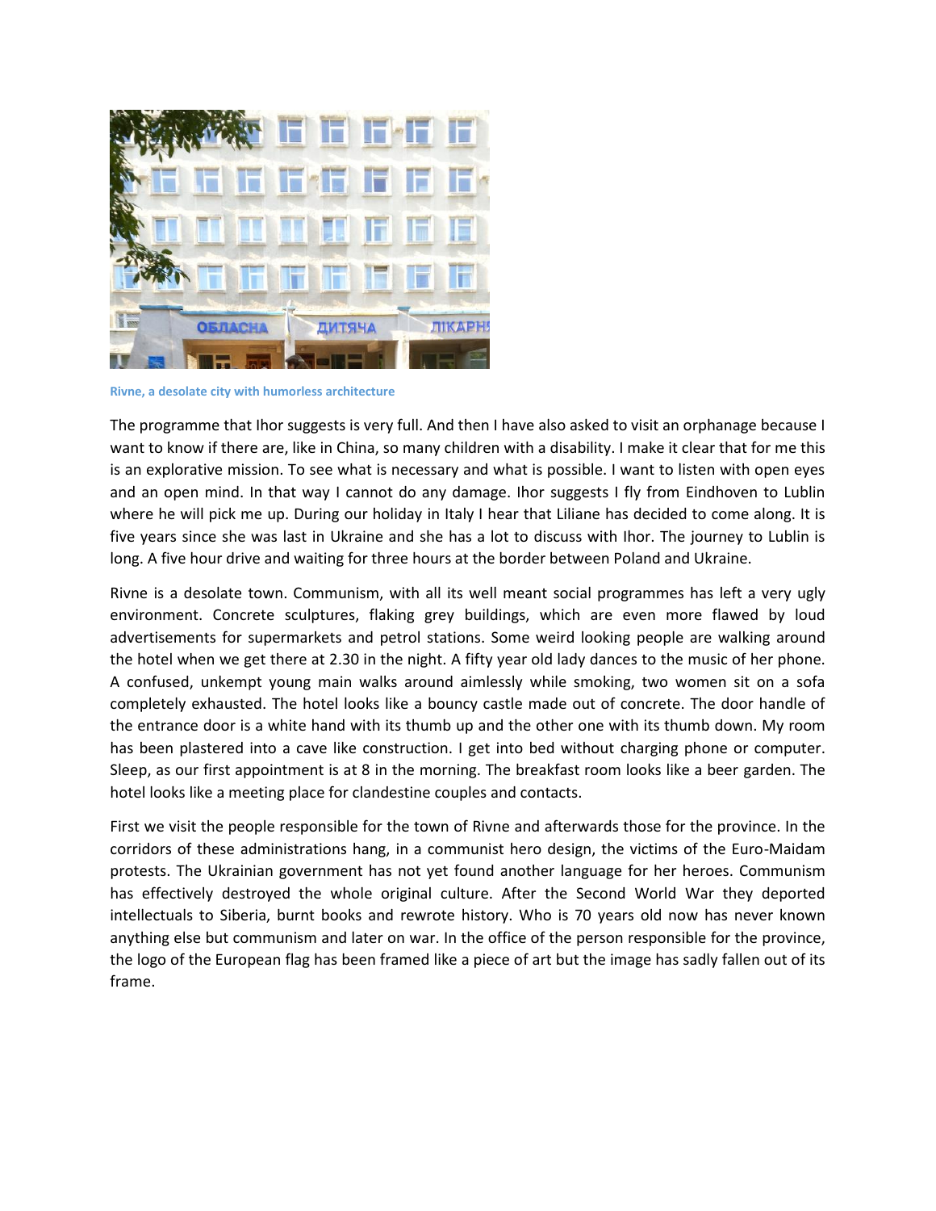Rivne, a desolate city with humorless architecture

The programme that Ihor suggests is very full. And then I have also asked to visit an orphanage because I want to know if there are, like in China, so many children with a disability. I make it clear that for me this is an explorative mission. To see what is necessary and what is possible. I want to listen with open eyes and an open mind. In that way I cannot do any damage. Ihor suggests I fly from Eindhoven to Lublin where he will pick me up. During our holiday in Italy I hear that Liliane has decided to come along. It is five years since she was last in Ukraine and she has a lot to discuss with Ihor. The journey to Lublin is long. A five hour drive and waiting for three hours at the border between Poland and Ukraine.

Rivne is a desolate town. Communism, with all its well meant social programmes has left a very ugly environment. Concrete sculptures, flaking grey buildings, which are even more flawed by loud advertisements for supermarkets and petrol stations. Some weird looking people are walking around the hotel when we get there at 2.30 in the night. A fifty year old lady dances to the music of her phone. A confused, unkempt young main walks around aimlessly while smoking, two women sit on a sofa completely exhausted. The hotel looks like a bouncy castle made out of concrete. The door handle of the entrance door is a white hand with its thumb up and the other one with its thumb down. My room has been plastered into a cave like construction. I get into bed without charging phone or computer. Sleep, as our first appointment is at 8 in the morning. The breakfast room looks like a beer garden. The hotel looks like a meeting place for clandestine couples and contacts.

First we visit the people responsible for the town of Rivne and afterwards those for the province. In the corridors of these administrations hang, in a communist hero design, the victims of the Euro-Maidam protests. The Ukrainian government has not yet found another language for her heroes. Communism has effectively destroyed the whole original culture. After the Second World War they deported intellectuals to Siberia, burnt books and rewrote history. Who is 70 years old now has never known anything else but communism and later on war. In the office of the person responsible for the province, the logo of the European flag has been framed like a piece of art but the image has sadly fallen out of its frame.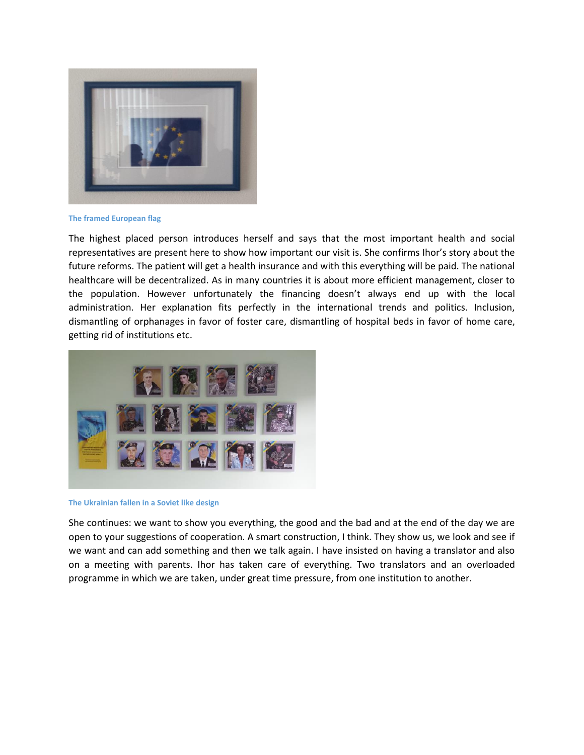The framed European flag

The highest placed person introduces herself and says that the most important health and social representatives are present here to show how important our visit is. She confirms Ihor's story about the future reforms. The patient will get a health insurance and with this everything will be paid. The national healthcare will be decentralized. As in many countries it is about more efficient management, closer to the population. However unfortunately the financing doesn't always end up with the local administration. Her explanation fits perfectly in the international trends and politics. Inclusion, dismantling of orphanages in favor of foster care, dismantling of hospital beds in favor of home care, getting rid of institutions etc.

The Ukrainian fallen in a Soviet like design

She continues: we want to show you everything, the good and the bad and at the end of the day we are open to your suggestions of cooperation. A smart construction, I think. They show us, we look and see if we want and can add something and then we talk again. I have insisted on having a translator and also on a meeting with parents. Ihor has taken care of everything. Two translators and an overloaded programme in which we are taken, under great time pressure, from one institution to another.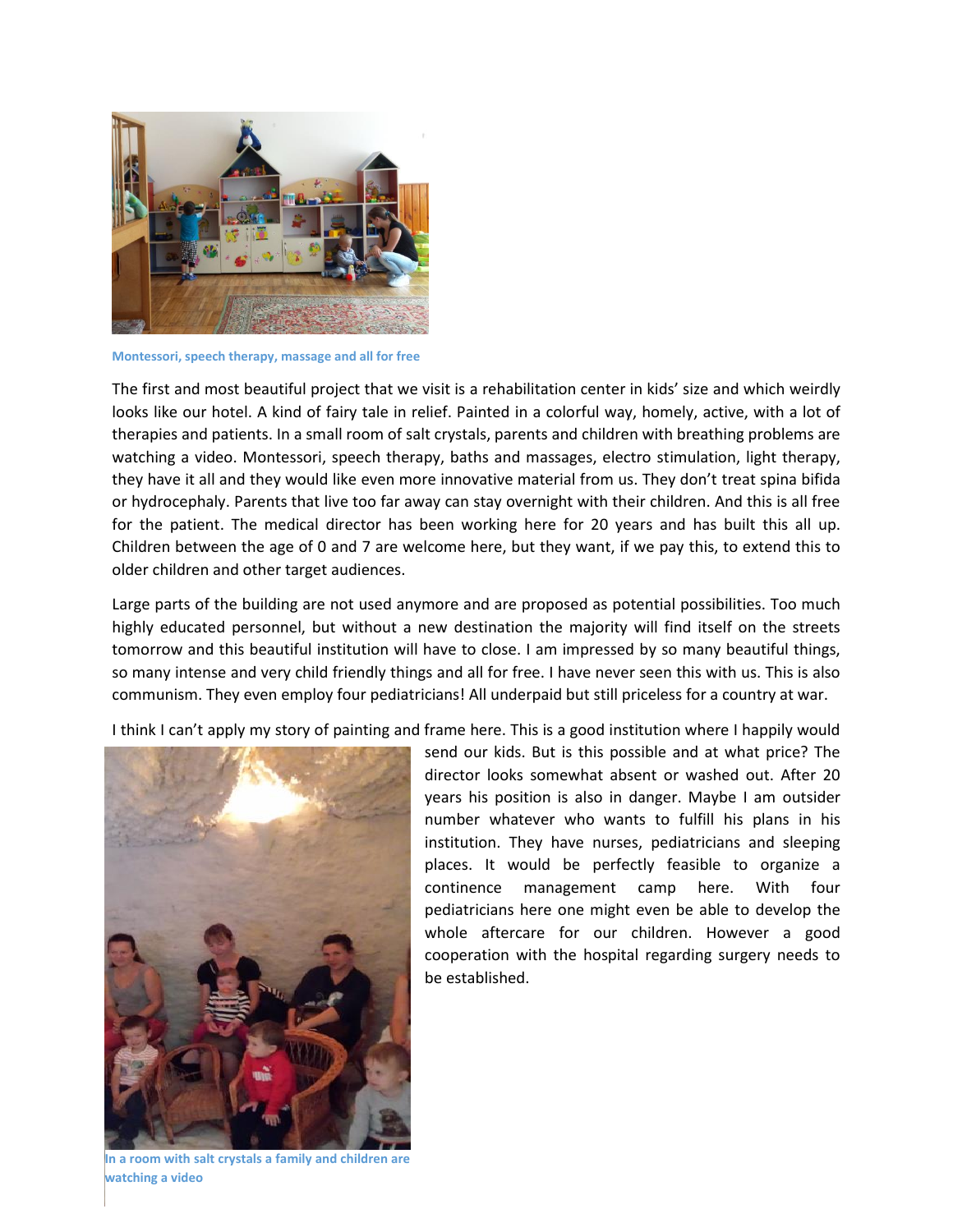Montessori, speech therapy, massage and all for free

The first and most beautiful project that we visit is a rehabilitation center in kids' size and which weirdly looks like our hotel. A kind of fairy tale in relief. Painted in a colorful way, homely, active, with a lot of therapies and patients. In a small room of salt crystals, parents and children with breathing problems are watching a video. Montessori, speech therapy, baths and massages, electro stimulation, light therapy, they have it all and they would like even more innovative material from us. They don't treat spina bifida or hydrocephaly. Parents that live too far away can stay overnight with their children. And this is all free for the patient. The medical director has been working here for 20 years and has built this all up. Children between the age of 0 and 7 are welcome here, but they want, if we pay this, to extend this to older children and other target audiences.

Large parts of the building are not used anymore and are proposed as potential possibilities. Too much highly educated personnel, but without a new destination the majority will find itself on the streets tomorrow and this beautiful institution will have to close. I am impressed by so many beautiful things, so many intense and very child friendly things and all for free. I have never seen this with us. This is also communism. They even employ four pediatricians! All underpaid but still priceless for a country at war.

I think I can't apply my story of painting and frame here. This is a good institution where I happily would send our kids. But is this possible and at what price? The director looks somewhat absent or washed out. After 20 years his position is also in danger. Maybe I am outsider number whatever who wants to fulfill his plans in his institution. They have nurses, pediatricians and sleeping places. It would be perfectly feasible to organize a continence management camp here. With four pediatricians here one might even be able to develop the whole aftercare for our children. However a good cooperation with the hospital regarding surgery needs to be established.

In a room with salt crystals a family and children are watching a video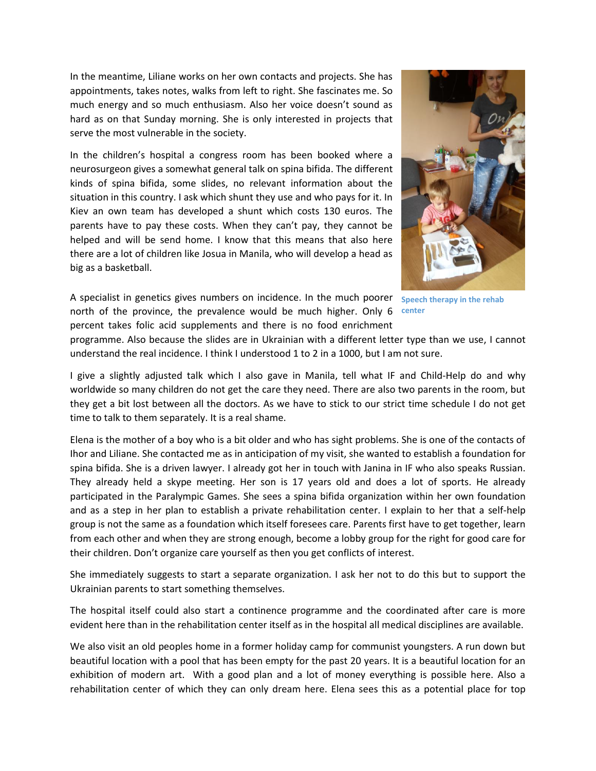In the meantime, Liliane works on her own contacts and projects. She has appointments, takes notes, walks from left to right. She fascinates me. So much energy and so much enthusiasm. Also her voice doesn't sound as hard as on that Sunday morning. She is only interested in projects that serve the most vulnerable in the society.

In the children's hospital a congress room has been booked where a neurosurgeon gives a somewhat general talk on spina bifida. The different kinds of spina bifida, some slides, no relevant information about the situation in this country. I ask which shunt they use and who pays for it. In Kiev an own team has developed a shunt which costs 130 euros. The parents have to pay these costs. When they can't pay, they cannot be helped and will be send home. I know that this means that also here there are a lot of children like Josua in Manila, who will develop a head as big as a basketball.

Speech therapy in the rehab center

A specialist in genetics gives numbers on incidence. In the much poorer north of the province, the prevalence would be much higher. Only 6 percent takes folic acid supplements and there is no food enrichment programme. Also because the slides are in Ukrainian with a different letter type than we use, I cannot understand the real incidence. I think I understood 1 to 2 in a 1000, but I am not sure.

I give a slightly adjusted talk which I also gave in Manila, tell what IF and Child-Help do and why worldwide so many children do not get the care they need. There are also two parents in the room, but they get a bit lost between all the doctors. As we have to stick to our strict time schedule I do not get time to talk to them separately. It is a real shame.

Elena is the mother of a boy who is a bit older and who has sight problems. She is one of the contacts of Ihor and Liliane. She contacted me as in anticipation of my visit, she wanted to establish a foundation for spina bifida. She is a driven lawyer. I already got her in touch with Janina in IF who also speaks Russian. They already held a skype meeting. Her son is 17 years old and does a lot of sports. He already participated in the Paralympic Games. She sees a spina bifida organization within her own foundation and as a step in her plan to establish a private rehabilitation center. I explain to her that a self-help group is not the same as a foundation which itself foresees care. Parents first have to get together, learn from each other and when they are strong enough, become a lobby group for the right for good care for their children. Don't organize care yourself as then you get conflicts of interest.

She immediately suggests to start a separate organization. I ask her not to do this but to support the Ukrainian parents to start something themselves.

The hospital itself could also start a continence programme and the coordinated after care is more evident here than in the rehabilitation center itself as in the hospital all medical disciplines are available.

We also visit an old peoples home in a former holiday camp for communist youngsters. A run down but beautiful location with a pool that has been empty for the past 20 years. It is a beautiful location for an exhibition of modern art. With a good plan and a lot of money everything is possible here. Also a rehabilitation center of which they can only dream here. Elena sees this as a potential place for top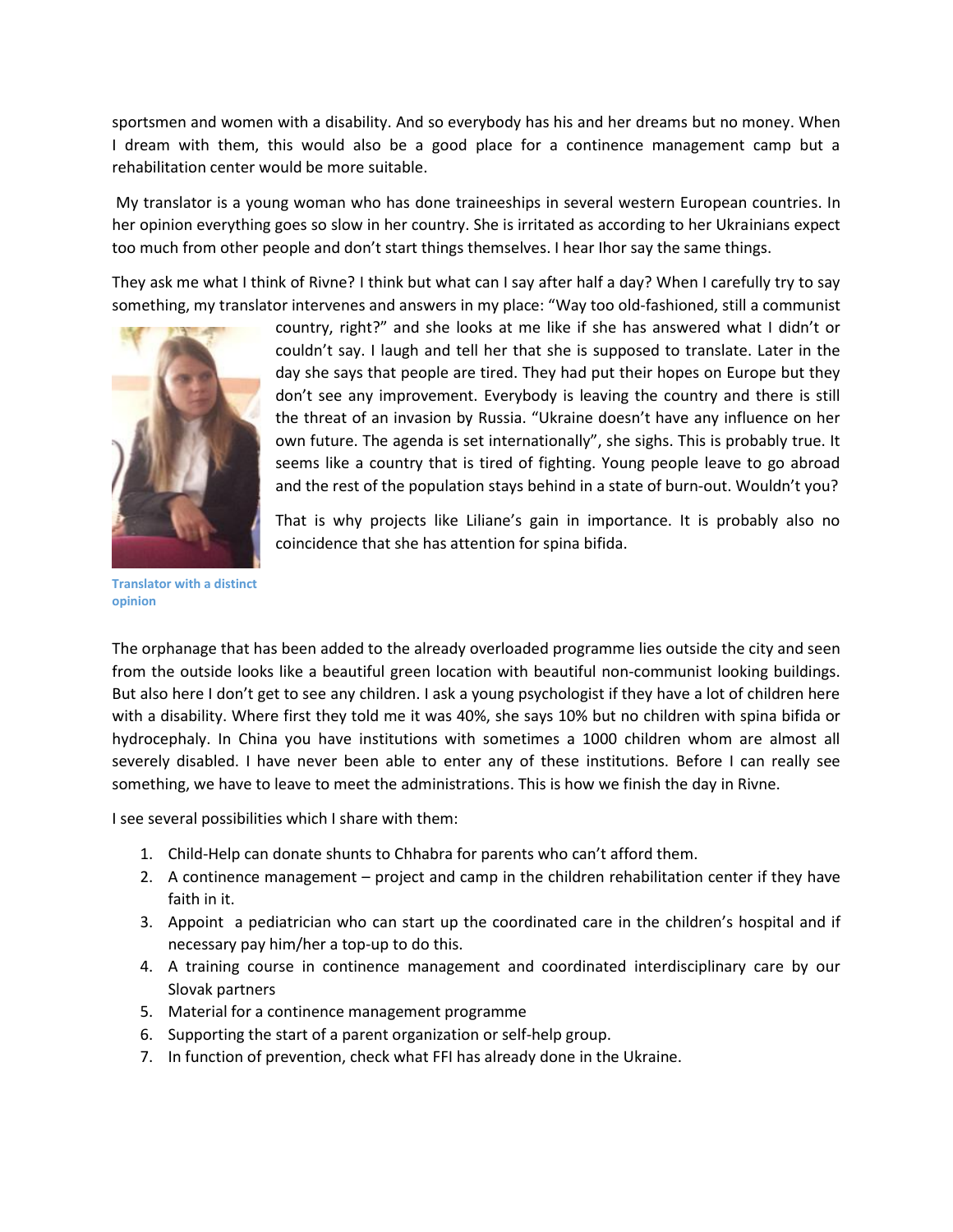sportsmen and women with a disability. And so everybody has his and her dreams but no money. When I dream with them, this would also be a good place for a continence management camp but a rehabilitation center would be more suitable.

My translator is a young woman who has done traineeships in several western European countries. In her opinion everything goes so slow in her country. She is irritated as according to her Ukrainians expect too much from other people and don't start things themselves. I hear Ihor say the same things.

They ask me what I think of Rivne? I think but what can I say after half a day? When I carefully try to say something, my translator intervenes and answers in my place: "Way too old-fashioned, still a communist country, right?" and she looks at me like if she has answered what I didn't or couldn't say. I laugh and tell her that she is supposed to translate. Later in the day she says that people are tired. They had put their hopes on Europe but they don't see any improvement. Everybody is leaving the country and there is still the threat of an invasion by Russia. "Ukraine doesn't have any influence on her own future. The agenda is set internationally", she sighs. This is probably true. It seems like a country that is tired of fighting. Young people leave to go abroad and the rest of the population stays behind in a state of burn-out. Wouldn't you?

That is why projects like Liliane's gain in importance. It is probably also no coincidence that she has attention for spina bifida.

Translator with a distinct opinion

The orphanage that has been added to the already overloaded programme lies outside the city and seen from the outside looks like a beautiful green location with beautiful non-communist looking buildings. But also here I don't get to see any children. I ask a young psychologist if they have a lot of children here with a disability. Where first they told me it was 40%, she says 10% but no children with spina bifida or hydrocephaly. In China you have institutions with sometimes a 1000 children whom are almost all severely disabled. I have never been able to enter any of these institutions. Before I can really see something, we have to leave to meet the administrations. This is how we finish the day in Rivne.

I see several possibilities which I share with them:

1. Child-Help can donate shunts to Chhabra for parents who can't afford them.
2. A continence management – project and camp in the children rehabilitation center if they have faith in it.
3. Appoint a pediatrician who can start up the coordinated care in the children's hospital and if necessary pay him/her a top-up to do this.
4. A training course in continence management and coordinated interdisciplinary care by our Slovak partners
5. Material for a continence management programme
6. Supporting the start of a parent organization or self-help group.
7. In function of prevention, check what FFI has already done in the Ukraine.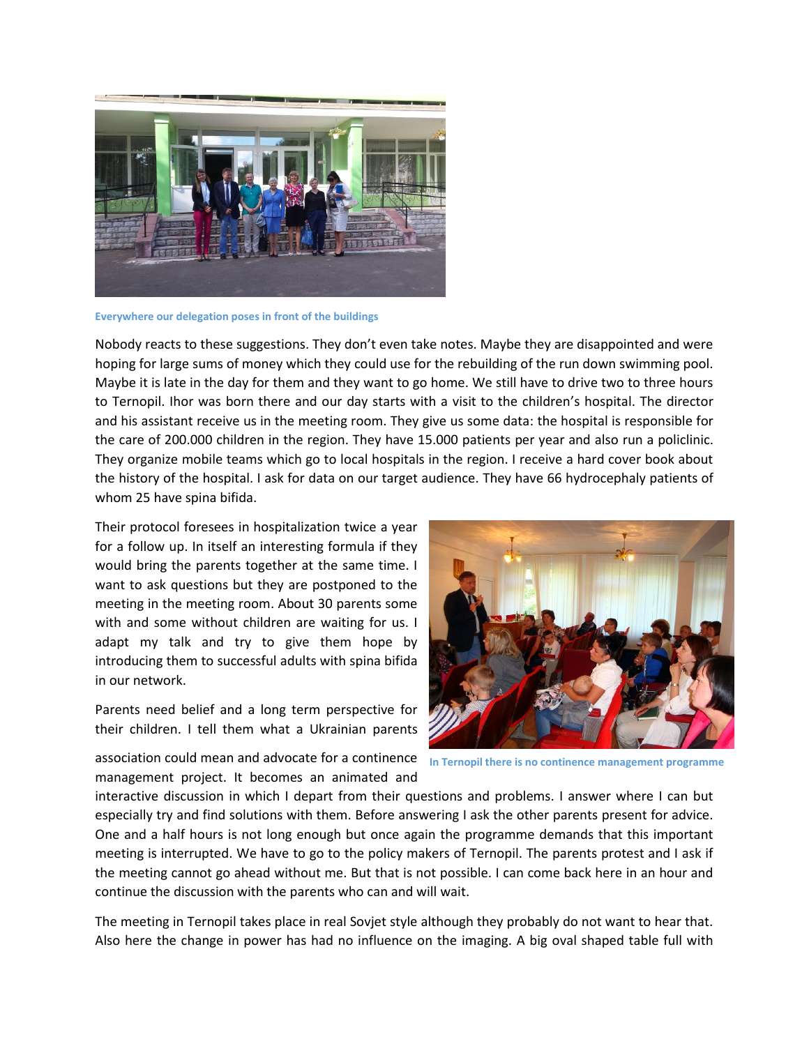Everywhere our delegation poses in front of the buildings

Nobody reacts to these suggestions. They don't even take notes. Maybe they are disappointed and were hoping for large sums of money which they could use for the rebuilding of the run down swimming pool. Maybe it is late in the day for them and they want to go home. We still have to drive two to three hours to Ternopil. Ihor was born there and our day starts with a visit to the children's hospital. The director and his assistant receive us in the meeting room. They give us some data: the hospital is responsible for the care of 200.000 children in the region. They have 15.000 patients per year and also run a policlinic. They organize mobile teams which go to local hospitals in the region. I receive a hard cover book about the history of the hospital. I ask for data on our target audience. They have 66 hydrocephaly patients of whom 25 have spina bifida.

Their protocol foresees in hospitalization twice a year for a follow up. In itself an interesting formula if they would bring the parents together at the same time. I want to ask questions but they are postponed to the meeting in the meeting room. About 30 parents some with and some without children are waiting for us. I adapt my talk and try to give them hope by introducing them to successful adults with spina bifida in our network.

Parents need belief and a long term perspective for their children. I tell them what a Ukrainian parents association could mean and advocate for a continence management project. It becomes an animated and interactive discussion in which I depart from their questions and problems. I answer where I can but especially try and find solutions with them. Before answering I ask the other parents present for advice. One and a half hours is not long enough but once again the programme demands that this important meeting is interrupted. We have to go to the policy makers of Ternopil. The parents protest and I ask if the meeting cannot go ahead without me. But that is not possible. I can come back here in an hour and continue the discussion with the parents who can and will wait.

In Ternopil there is no continence management programme

The meeting in Ternopil takes place in real Sovjet style although they probably do not want to hear that. Also here the change in power has had no influence on the imaging. A big oval shaped table full with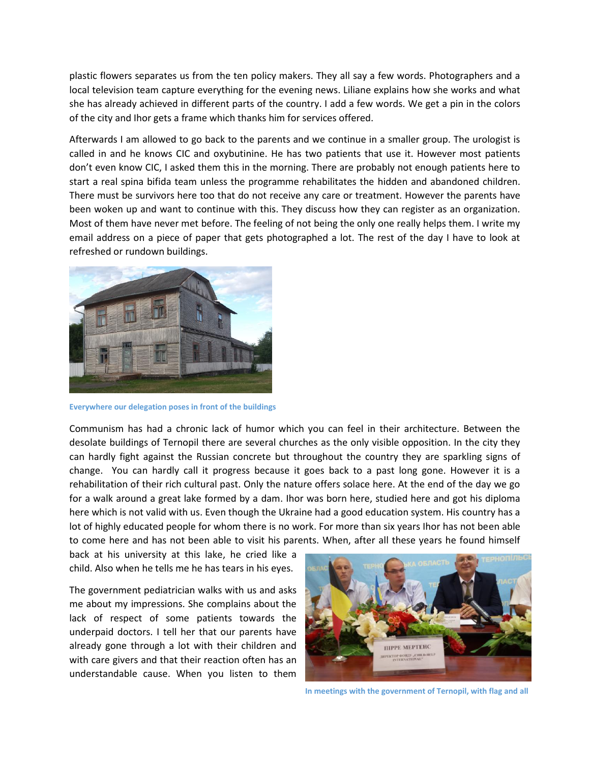plastic flowers separates us from the ten policy makers. They all say a few words. Photographers and a local television team capture everything for the evening news. Liliane explains how she works and what she has already achieved in different parts of the country. I add a few words. We get a pin in the colors of the city and Ihor gets a frame which thanks him for services offered.

Afterwards I am allowed to go back to the parents and we continue in a smaller group. The urologist is called in and he knows CIC and oxybutinine. He has two patients that use it. However most patients don't even know CIC, I asked them this in the morning. There are probably not enough patients here to start a real spina bifida team unless the programme rehabilitates the hidden and abandoned children. There must be survivors here too that do not receive any care or treatment. However the parents have been woken up and want to continue with this. They discuss how they can register as an organization. Most of them have never met before. The feeling of not being the only one really helps them. I write my email address on a piece of paper that gets photographed a lot. The rest of the day I have to look at refreshed or rundown buildings.

Everywhere our delegation poses in front of the buildings

Communism has had a chronic lack of humor which you can feel in their architecture. Between the desolate buildings of Ternopil there are several churches as the only visible opposition. In the city they can hardly fight against the Russian concrete but throughout the country they are sparkling signs of change. You can hardly call it progress because it goes back to a past long gone. However it is a rehabilitation of their rich cultural past. Only the nature offers solace here. At the end of the day we go for a walk around a great lake formed by a dam. Ihor was born here, studied here and got his diploma here which is not valid with us. Even though the Ukraine had a good education system. His country has a lot of highly educated people for whom there is no work. For more than six years Ihor has not been able to come here and has not been able to visit his parents. When, after all these years he found himself back at his university at this lake, he cried like a child. Also when he tells me he has tears in his eyes.

The government pediatrician walks with us and asks me about my impressions. She complains about the lack of respect of some patients towards the underpaid doctors. I tell her that our parents have already gone through a lot with their children and with care givers and that their reaction often has an understandable cause. When you listen to them

In meetings with the government of Ternopil, with flag and all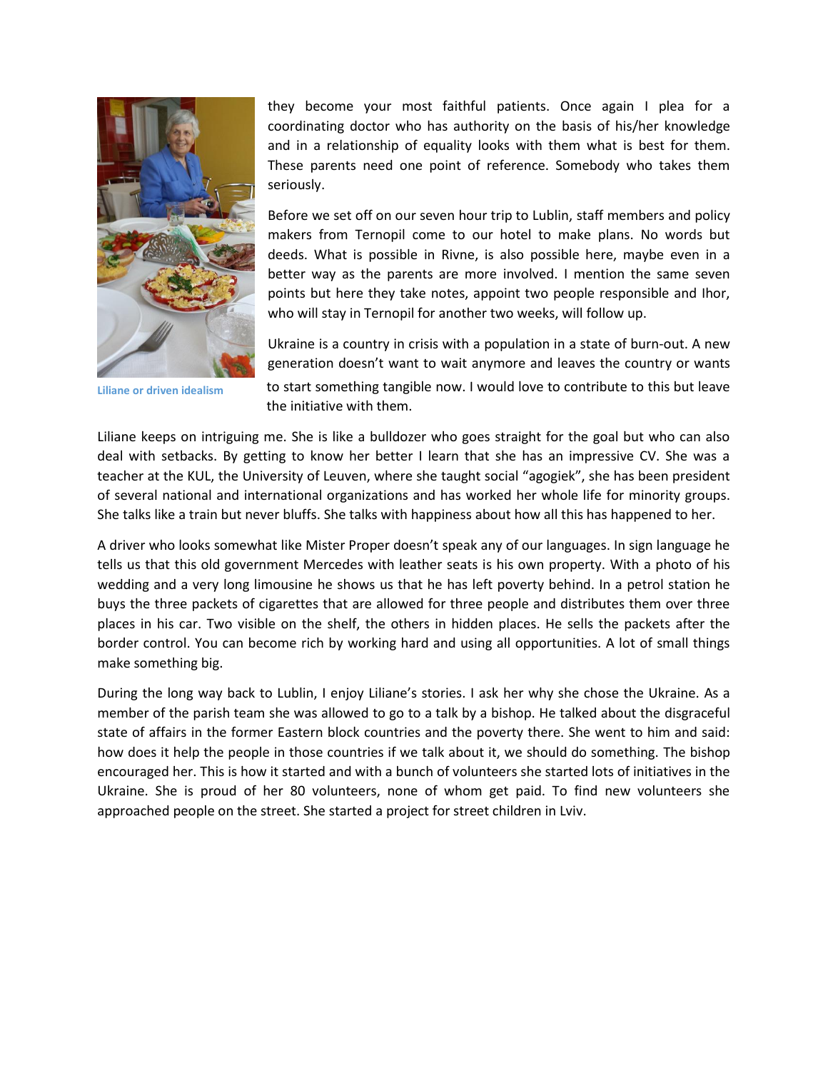they become your most faithful patients. Once again I plea for a coordinating doctor who has authority on the basis of his/her knowledge and in a relationship of equality looks with them what is best for them. These parents need one point of reference. Somebody who takes them seriously.

Before we set off on our seven hour trip to Lublin, staff members and policy makers from Ternopil come to our hotel to make plans. No words but deeds. What is possible in Rivne, is also possible here, maybe even in a better way as the parents are more involved. I mention the same seven points but here they take notes, appoint two people responsible and Ihor, who will stay in Ternopil for another two weeks, will follow up.

Ukraine is a country in crisis with a population in a state of burn-out. A new generation doesn't want to wait anymore and leaves the country or wants to start something tangible now. I would love to contribute to this but leave the initiative with them.

Liliane or driven idealism

Liliane keeps on intriguing me. She is like a bulldozer who goes straight for the goal but who can also deal with setbacks. By getting to know her better I learn that she has an impressive CV. She was a teacher at the KUL, the University of Leuven, where she taught social "agogiek", she has been president of several national and international organizations and has worked her whole life for minority groups. She talks like a train but never bluffs. She talks with happiness about how all this has happened to her.

A driver who looks somewhat like Mister Proper doesn't speak any of our languages. In sign language he tells us that this old government Mercedes with leather seats is his own property. With a photo of his wedding and a very long limousine he shows us that he has left poverty behind. In a petrol station he buys the three packets of cigarettes that are allowed for three people and distributes them over three places in his car. Two visible on the shelf, the others in hidden places. He sells the packets after the border control. You can become rich by working hard and using all opportunities. A lot of small things make something big.

During the long way back to Lublin, I enjoy Liliane's stories. I ask her why she chose the Ukraine. As a member of the parish team she was allowed to go to a talk by a bishop. He talked about the disgraceful state of affairs in the former Eastern block countries and the poverty there. She went to him and said: how does it help the people in those countries if we talk about it, we should do something. The bishop encouraged her. This is how it started and with a bunch of volunteers she started lots of initiatives in the Ukraine. She is proud of her 80 volunteers, none of whom get paid. To find new volunteers she approached people on the street. She started a project for street children in Lviv.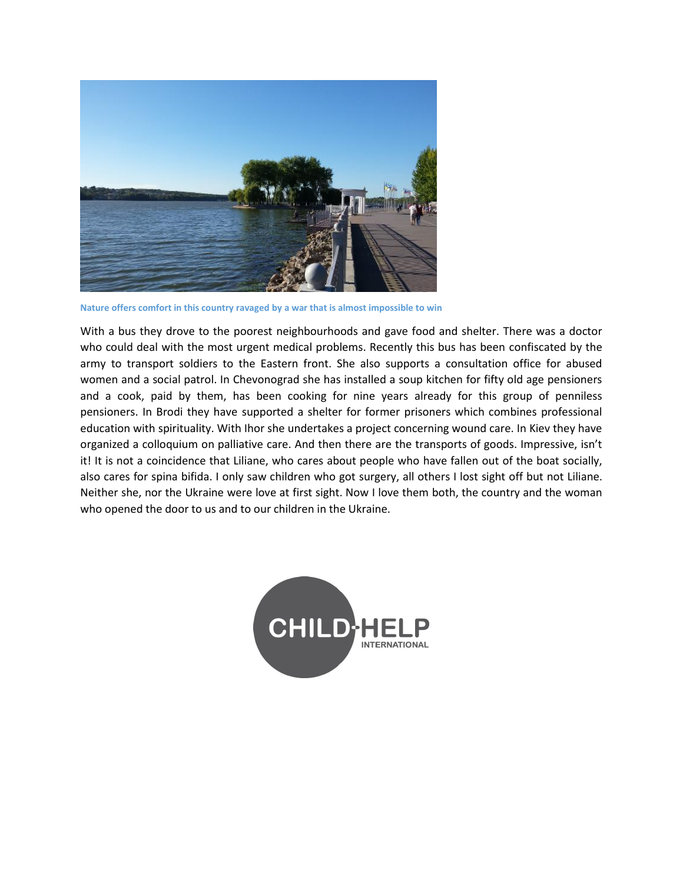Nature offers comfort in this country ravaged by a war that is almost impossible to win

With a bus they drove to the poorest neighbourhoods and gave food and shelter. There was a doctor who could deal with the most urgent medical problems. Recently this bus has been confiscated by the army to transport soldiers to the Eastern front. She also supports a consultation office for abused women and a social patrol. In Chevonograd she has installed a soup kitchen for fifty old age pensioners and a cook, paid by them, has been cooking for nine years already for this group of penniless pensioners. In Brodi they have supported a shelter for former prisoners which combines professional education with spirituality. With Ihor she undertakes a project concerning wound care. In Kiev they have organized a colloquium on palliative care. And then there are the transports of goods. Impressive, isn't it! It is not a coincidence that Liliane, who cares about people who have fallen out of the boat socially, also cares for spina bifida. I only saw children who got surgery, all others I lost sight off but not Liliane. Neither she, nor the Ukraine were love at first sight. Now I love them both, the country and the woman who opened the door to us and to our children in the Ukraine.

CHILD-HELP INTERNATIONAL